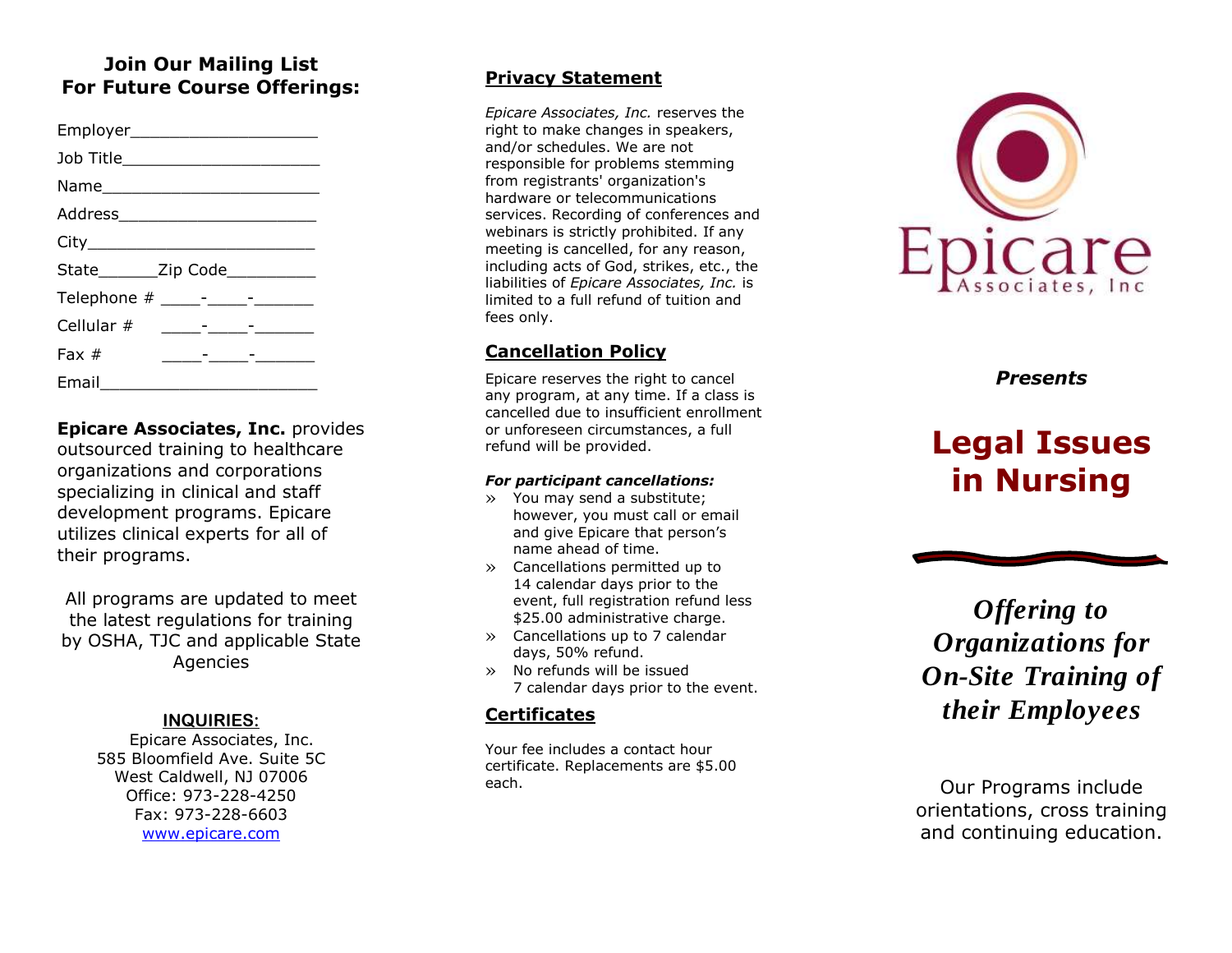## Join Our Mailing List For Future Course Offerings:

Employer____________________

Job Title_____________________

Name_______________________

Address_____________________

City________________________

State______Zip Code_________

Telephone # ____-____-______

Cellular # ____-____-______

Fax # ____-____-______

Email_______________________

**Epicare Associates, Inc.** provides outsourced training to healthcare organizations and corporations specializing in clinical and staff development programs. Epicare utilizes clinical experts for all of their programs.

All programs are updated to meet the latest regulations for training by OSHA, TJC and applicable State Agencies

**INQUIRIES:**

Epicare Associates, Inc.
585 Bloomfield Ave. Suite 5C
West Caldwell, NJ 07006
Office: 973-228-4250
Fax: 973-228-6603
www.epicare.com

## Privacy Statement

*Epicare Associates, Inc.* reserves the right to make changes in speakers, and/or schedules. We are not responsible for problems stemming from registrants' organization's hardware or telecommunications services. Recording of conferences and webinars is strictly prohibited. If any meeting is cancelled, for any reason, including acts of God, strikes, etc., the liabilities of *Epicare Associates, Inc.* is limited to a full refund of tuition and fees only.

## Cancellation Policy

Epicare reserves the right to cancel any program, at any time. If a class is cancelled due to insufficient enrollment or unforeseen circumstances, a full refund will be provided.

***For participant cancellations:***

- You may send a substitute; however, you must call or email and give Epicare that person's name ahead of time.
- Cancellations permitted up to 14 calendar days prior to the event, full registration refund less $25.00 administrative charge.
- Cancellations up to 7 calendar days, 50% refund.
- No refunds will be issued 7 calendar days prior to the event.

## Certificates

Your fee includes a contact hour certificate. Replacements are $5.00 each.

Epicare
Associates, Inc

***Presents***

# Legal Issues in Nursing

***Offering to Organizations for On-Site Training of their Employees***

Our Programs include orientations, cross training and continuing education.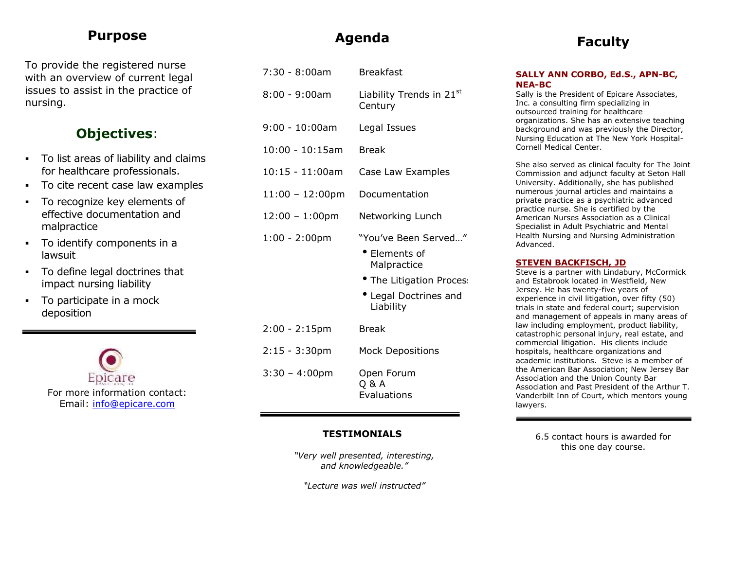## Purpose

To provide the registered nurse with an overview of current legal issues to assist in the practice of nursing.

## Objectives:

- To list areas of liability and claims for healthcare professionals.
- To cite recent case law examples
- To recognize key elements of effective documentation and malpractice
- To identify components in a lawsuit
- To define legal doctrines that impact nursing liability
- To participate in a mock deposition

Epicare

For more information contact:
Email: info@epicare.com

## Agenda

| | |
|---|---|
| 7:30 - 8:00am | Breakfast |
| 8:00 - 9:00am | Liability Trends in 21st Century |
| 9:00 - 10:00am | Legal Issues |
| 10:00 - 10:15am | Break |
| 10:15 - 11:00am | Case Law Examples |
| 11:00 – 12:00pm | Documentation |
| 12:00 – 1:00pm | Networking Lunch |
| 1:00 - 2:00pm | "You've Been Served…" • Elements of Malpractice • The Litigation Process • Legal Doctrines and Liability |
| 2:00 - 2:15pm | Break |
| 2:15 - 3:30pm | Mock Depositions |
| 3:30 – 4:00pm | Open Forum Q & A Evaluations |

### TESTIMONIALS

*"Very well presented, interesting, and knowledgeable."*

*"Lecture was well instructed"*

## Faculty

**SALLY ANN CORBO, Ed.S., APN-BC, NEA-BC**
Sally is the President of Epicare Associates, Inc. a consulting firm specializing in outsourced training for healthcare organizations. She has an extensive teaching background and was previously the Director, Nursing Education at The New York Hospital-Cornell Medical Center.

She also served as clinical faculty for The Joint Commission and adjunct faculty at Seton Hall University. Additionally, she has published numerous journal articles and maintains a private practice as a psychiatric advanced practice nurse. She is certified by the American Nurses Association as a Clinical Specialist in Adult Psychiatric and Mental Health Nursing and Nursing Administration Advanced.

**STEVEN BACKFISCH, JD**
Steve is a partner with Lindabury, McCormick and Estabrook located in Westfield, New Jersey. He has twenty-five years of experience in civil litigation, over fifty (50) trials in state and federal court; supervision and management of appeals in many areas of law including employment, product liability, catastrophic personal injury, real estate, and commercial litigation. His clients include hospitals, healthcare organizations and academic institutions. Steve is a member of the American Bar Association; New Jersey Bar Association and the Union County Bar Association and Past President of the Arthur T. Vanderbilt Inn of Court, which mentors young lawyers.

6.5 contact hours is awarded for this one day course.